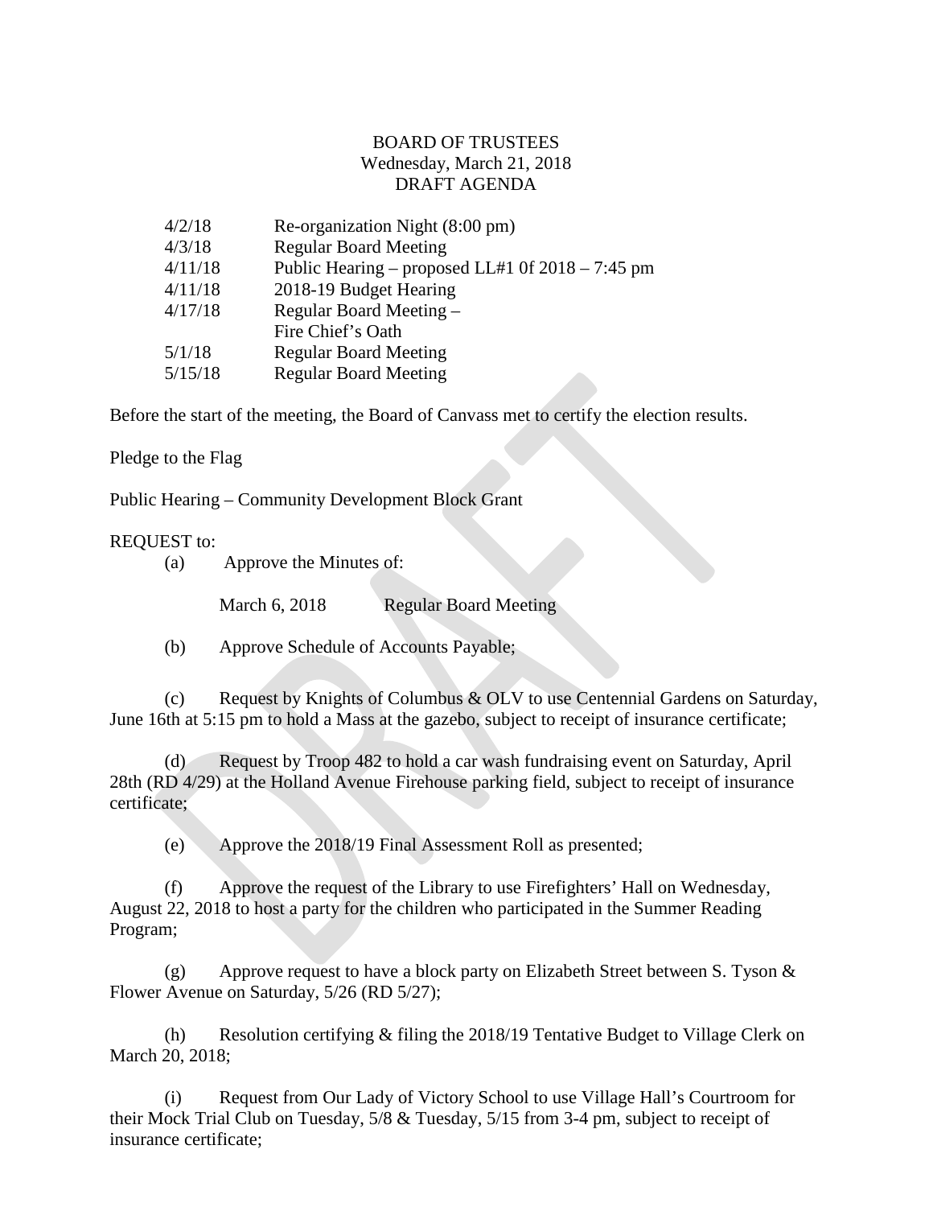BOARD OF TRUSTEES
Wednesday, March 21, 2018
DRAFT AGENDA

| | |
|---|---|
| 4/2/18 | Re-organization Night (8:00 pm) |
| 4/3/18 | Regular Board Meeting |
| 4/11/18 | Public Hearing – proposed LL#1 0f 2018 – 7:45 pm |
| 4/11/18 | 2018-19 Budget Hearing |
| 4/17/18 | Regular Board Meeting – Fire Chief's Oath |
| 5/1/18 | Regular Board Meeting |
| 5/15/18 | Regular Board Meeting |

Before the start of the meeting, the Board of Canvass met to certify the election results.

Pledge to the Flag

Public Hearing – Community Development Block Grant

REQUEST to:

(a) Approve the Minutes of:

March 6, 2018 Regular Board Meeting

(b) Approve Schedule of Accounts Payable;

(c) Request by Knights of Columbus & OLV to use Centennial Gardens on Saturday, June 16th at 5:15 pm to hold a Mass at the gazebo, subject to receipt of insurance certificate;

(d) Request by Troop 482 to hold a car wash fundraising event on Saturday, April 28th (RD 4/29) at the Holland Avenue Firehouse parking field, subject to receipt of insurance certificate;

(e) Approve the 2018/19 Final Assessment Roll as presented;

(f) Approve the request of the Library to use Firefighters' Hall on Wednesday, August 22, 2018 to host a party for the children who participated in the Summer Reading Program;

(g) Approve request to have a block party on Elizabeth Street between S. Tyson & Flower Avenue on Saturday, 5/26 (RD 5/27);

(h) Resolution certifying & filing the 2018/19 Tentative Budget to Village Clerk on March 20, 2018;

(i) Request from Our Lady of Victory School to use Village Hall's Courtroom for their Mock Trial Club on Tuesday, 5/8 & Tuesday, 5/15 from 3-4 pm, subject to receipt of insurance certificate;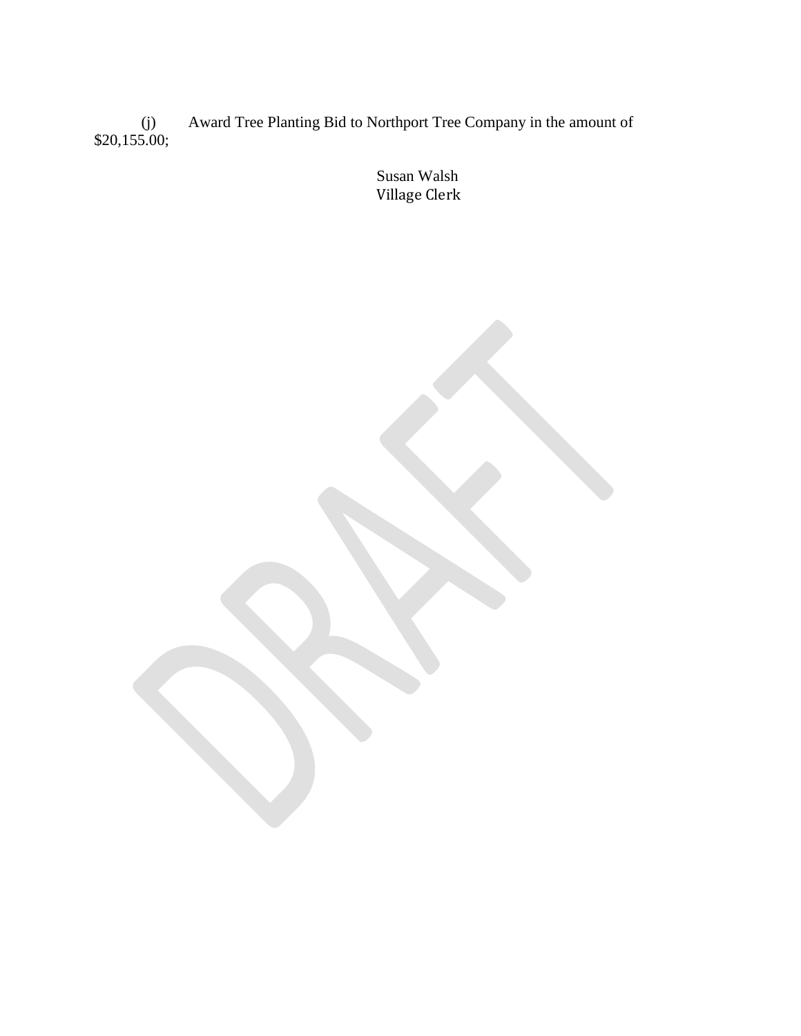(j) Award Tree Planting Bid to Northport Tree Company in the amount of $20,155.00;

Susan Walsh
Village Clerk